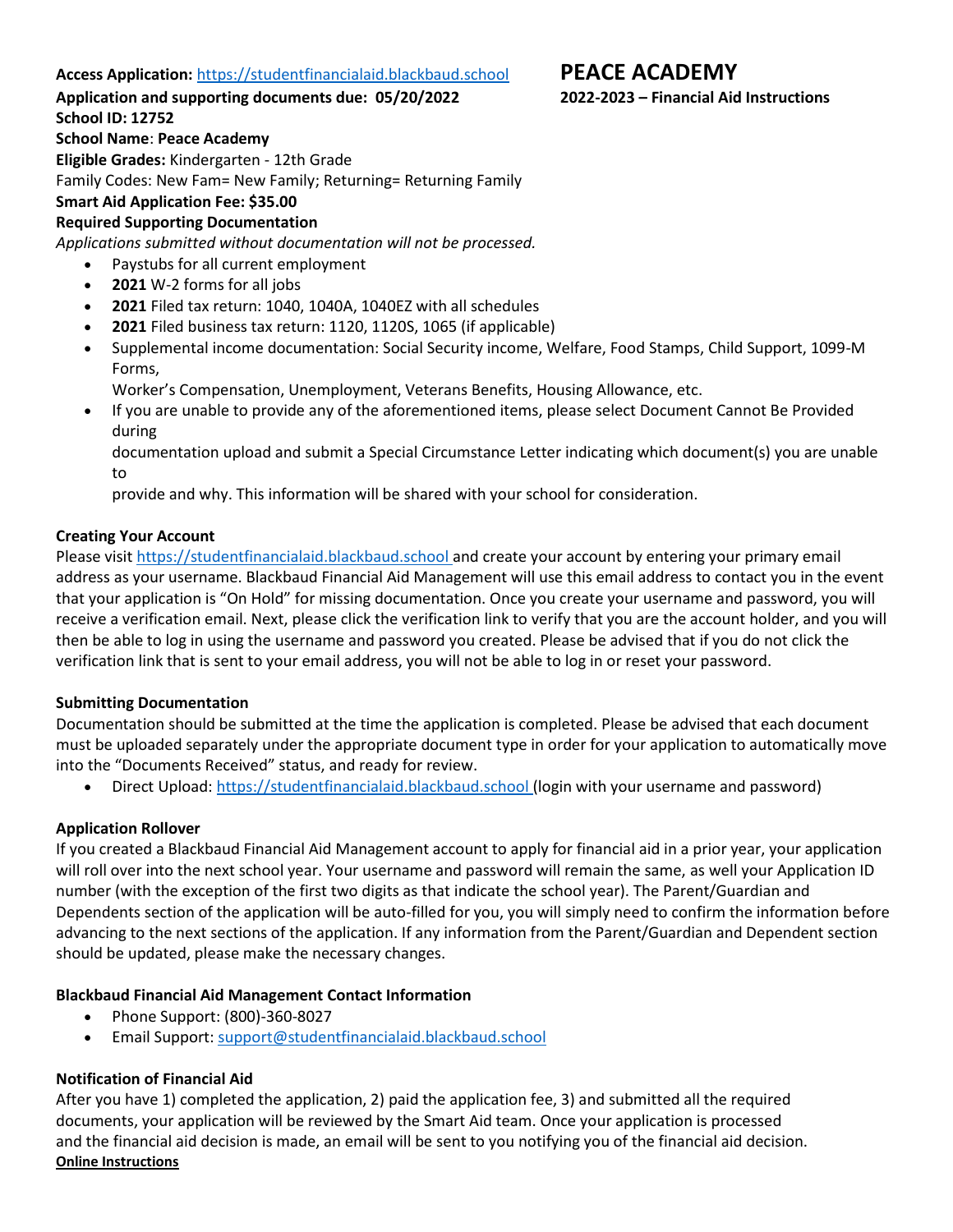# PEACE ACADEMY

**2022-2023 – Financial Aid Instructions**

**Access Application:** https://studentfinancialaid.blackbaud.school

**Application and supporting documents due: 05/20/2022**

**School ID: 12752**

**School Name**: **Peace Academy**

**Eligible Grades:** Kindergarten - 12th Grade

Family Codes: New Fam= New Family; Returning= Returning Family

**Smart Aid Application Fee: $35.00**

**Required Supporting Documentation**

*Applications submitted without documentation will not be processed.*

- Paystubs for all current employment
- **2021** W-2 forms for all jobs
- **2021** Filed tax return: 1040, 1040A, 1040EZ with all schedules
- **2021** Filed business tax return: 1120, 1120S, 1065 (if applicable)
- Supplemental income documentation: Social Security income, Welfare, Food Stamps, Child Support, 1099-M Forms, Worker's Compensation, Unemployment, Veterans Benefits, Housing Allowance, etc.
- If you are unable to provide any of the aforementioned items, please select Document Cannot Be Provided during documentation upload and submit a Special Circumstance Letter indicating which document(s) you are unable to provide and why. This information will be shared with your school for consideration.

**Creating Your Account**

Please visit https://studentfinancialaid.blackbaud.school and create your account by entering your primary email address as your username. Blackbaud Financial Aid Management will use this email address to contact you in the event that your application is "On Hold" for missing documentation. Once you create your username and password, you will receive a verification email. Next, please click the verification link to verify that you are the account holder, and you will then be able to log in using the username and password you created. Please be advised that if you do not click the verification link that is sent to your email address, you will not be able to log in or reset your password.

**Submitting Documentation**

Documentation should be submitted at the time the application is completed. Please be advised that each document must be uploaded separately under the appropriate document type in order for your application to automatically move into the "Documents Received" status, and ready for review.

- Direct Upload: https://studentfinancialaid.blackbaud.school (login with your username and password)

**Application Rollover**

If you created a Blackbaud Financial Aid Management account to apply for financial aid in a prior year, your application will roll over into the next school year. Your username and password will remain the same, as well your Application ID number (with the exception of the first two digits as that indicate the school year). The Parent/Guardian and Dependents section of the application will be auto-filled for you, you will simply need to confirm the information before advancing to the next sections of the application. If any information from the Parent/Guardian and Dependent section should be updated, please make the necessary changes.

**Blackbaud Financial Aid Management Contact Information**

- Phone Support: (800)-360-8027
- Email Support: support@studentfinancialaid.blackbaud.school

**Notification of Financial Aid**

After you have 1) completed the application, 2) paid the application fee, 3) and submitted all the required documents, your application will be reviewed by the Smart Aid team. Once your application is processed and the financial aid decision is made, an email will be sent to you notifying you of the financial aid decision.

**Online Instructions**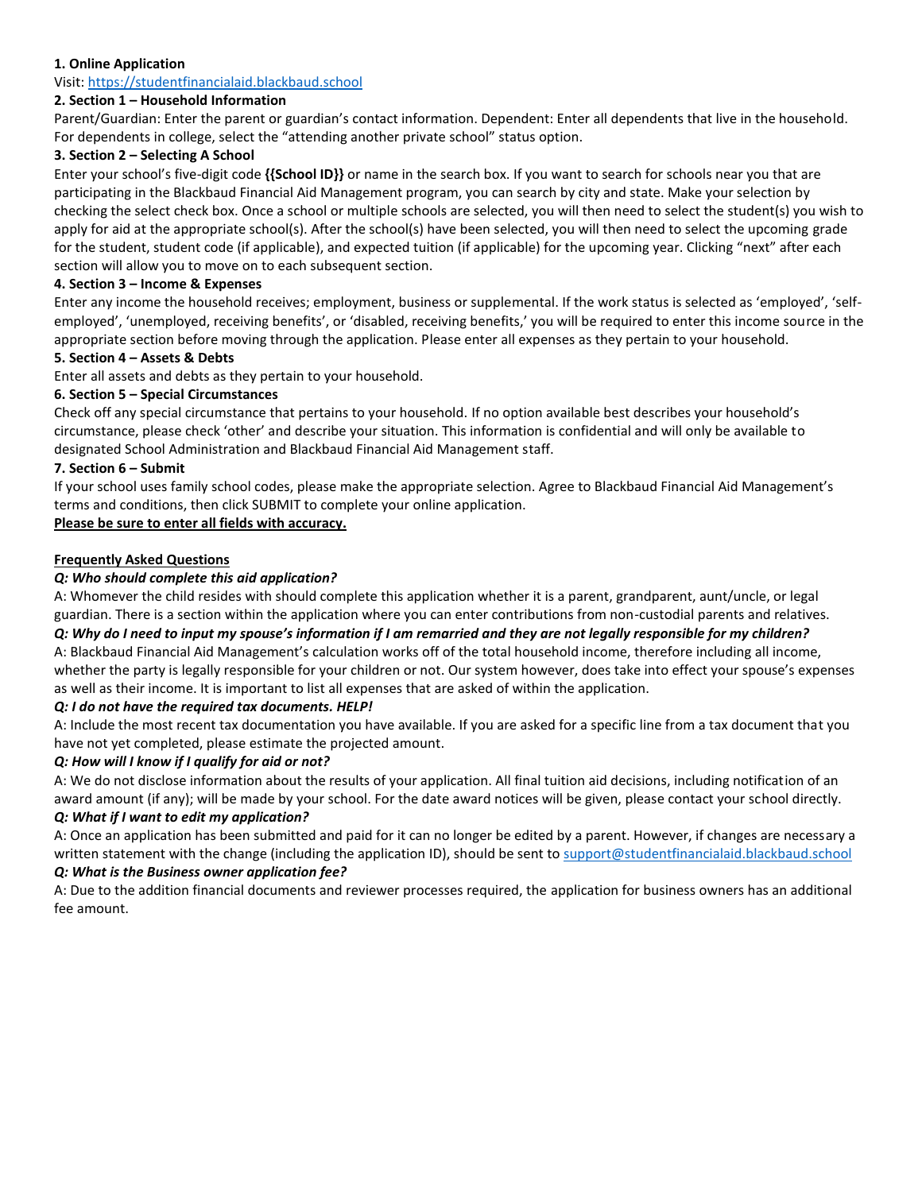**1. Online Application**

Visit: [https://studentfinancialaid.blackbaud.school](https://studentfinancialaid.blackbaud.school)

**2. Section 1 – Household Information**

Parent/Guardian: Enter the parent or guardian's contact information. Dependent: Enter all dependents that live in the household. For dependents in college, select the "attending another private school" status option.

**3. Section 2 – Selecting A School**

Enter your school's five-digit code **{{School ID}}** or name in the search box. If you want to search for schools near you that are participating in the Blackbaud Financial Aid Management program, you can search by city and state. Make your selection by checking the select check box. Once a school or multiple schools are selected, you will then need to select the student(s) you wish to apply for aid at the appropriate school(s). After the school(s) have been selected, you will then need to select the upcoming grade for the student, student code (if applicable), and expected tuition (if applicable) for the upcoming year. Clicking "next" after each section will allow you to move on to each subsequent section.

**4. Section 3 – Income & Expenses**

Enter any income the household receives; employment, business or supplemental. If the work status is selected as 'employed', 'self-employed', 'unemployed, receiving benefits', or 'disabled, receiving benefits,' you will be required to enter this income source in the appropriate section before moving through the application. Please enter all expenses as they pertain to your household.

**5. Section 4 – Assets & Debts**

Enter all assets and debts as they pertain to your household.

**6. Section 5 – Special Circumstances**

Check off any special circumstance that pertains to your household. If no option available best describes your household's circumstance, please check 'other' and describe your situation. This information is confidential and will only be available to designated School Administration and Blackbaud Financial Aid Management staff.

**7. Section 6 – Submit**

If your school uses family school codes, please make the appropriate selection. Agree to Blackbaud Financial Aid Management's terms and conditions, then click SUBMIT to complete your online application.

**<u>Please be sure to enter all fields with accuracy.</u>**

**<u>Frequently Asked Questions</u>**

***Q: Who should complete this aid application?***

A: Whomever the child resides with should complete this application whether it is a parent, grandparent, aunt/uncle, or legal guardian. There is a section within the application where you can enter contributions from non-custodial parents and relatives.

***Q: Why do I need to input my spouse's information if I am remarried and they are not legally responsible for my children?***

A: Blackbaud Financial Aid Management's calculation works off of the total household income, therefore including all income, whether the party is legally responsible for your children or not. Our system however, does take into effect your spouse's expenses as well as their income. It is important to list all expenses that are asked of within the application.

***Q: I do not have the required tax documents. HELP!***

A: Include the most recent tax documentation you have available. If you are asked for a specific line from a tax document that you have not yet completed, please estimate the projected amount.

***Q: How will I know if I qualify for aid or not?***

A: We do not disclose information about the results of your application. All final tuition aid decisions, including notification of an award amount (if any); will be made by your school. For the date award notices will be given, please contact your school directly.

***Q: What if I want to edit my application?***

A: Once an application has been submitted and paid for it can no longer be edited by a parent. However, if changes are necessary a written statement with the change (including the application ID), should be sent to [support@studentfinancialaid.blackbaud.school](mailto:support@studentfinancialaid.blackbaud.school)

***Q: What is the Business owner application fee?***

A: Due to the addition financial documents and reviewer processes required, the application for business owners has an additional fee amount.